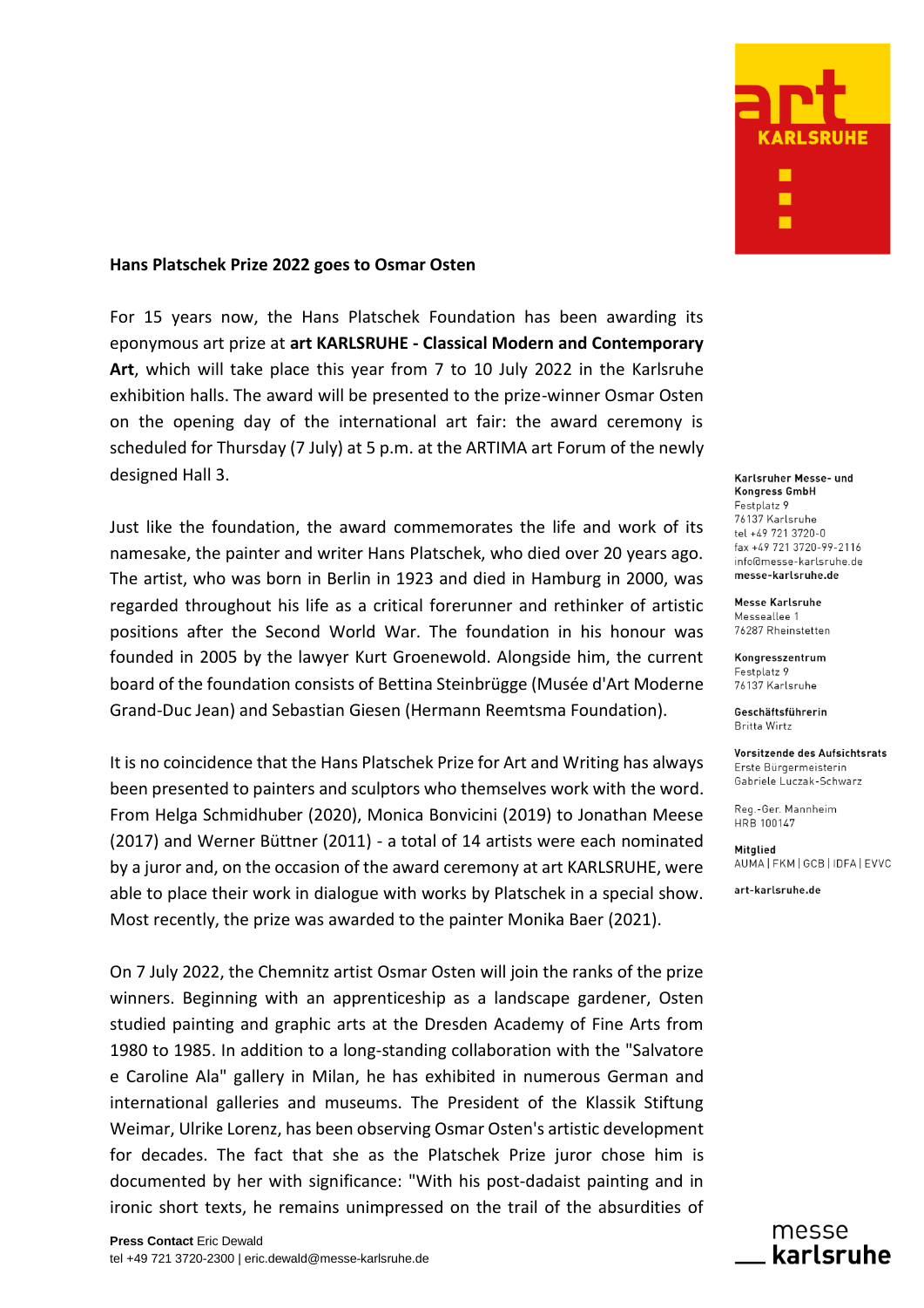**Hans Platschek Prize 2022 goes to Osmar Osten**

For 15 years now, the Hans Platschek Foundation has been awarding its eponymous art prize at **art KARLSRUHE - Classical Modern and Contemporary Art**, which will take place this year from 7 to 10 July 2022 in the Karlsruhe exhibition halls. The award will be presented to the prize-winner Osmar Osten on the opening day of the international art fair: the award ceremony is scheduled for Thursday (7 July) at 5 p.m. at the ARTIMA art Forum of the newly designed Hall 3.

Just like the foundation, the award commemorates the life and work of its namesake, the painter and writer Hans Platschek, who died over 20 years ago. The artist, who was born in Berlin in 1923 and died in Hamburg in 2000, was regarded throughout his life as a critical forerunner and rethinker of artistic positions after the Second World War. The foundation in his honour was founded in 2005 by the lawyer Kurt Groenewold. Alongside him, the current board of the foundation consists of Bettina Steinbrügge (Musée d'Art Moderne Grand-Duc Jean) and Sebastian Giesen (Hermann Reemtsma Foundation).

It is no coincidence that the Hans Platschek Prize for Art and Writing has always been presented to painters and sculptors who themselves work with the word. From Helga Schmidhuber (2020), Monica Bonvicini (2019) to Jonathan Meese (2017) and Werner Büttner (2011) - a total of 14 artists were each nominated by a juror and, on the occasion of the award ceremony at art KARLSRUHE, were able to place their work in dialogue with works by Platschek in a special show. Most recently, the prize was awarded to the painter Monika Baer (2021).

On 7 July 2022, the Chemnitz artist Osmar Osten will join the ranks of the prize winners. Beginning with an apprenticeship as a landscape gardener, Osten studied painting and graphic arts at the Dresden Academy of Fine Arts from 1980 to 1985. In addition to a long-standing collaboration with the "Salvatore e Caroline Ala" gallery in Milan, he has exhibited in numerous German and international galleries and museums. The President of the Klassik Stiftung Weimar, Ulrike Lorenz, has been observing Osmar Osten's artistic development for decades. The fact that she as the Platschek Prize juror chose him is documented by her with significance: "With his post-dadaist painting and in ironic short texts, he remains unimpressed on the trail of the absurdities of

**Karlsruher Messe- und Kongress GmbH**
Festplatz 9
76137 Karlsruhe
tel +49 721 3720-0
fax +49 721 3720-99-2116
info@messe-karlsruhe.de
**messe-karlsruhe.de**

**Messe Karlsruhe**
Messeallee 1
76287 Rheinstetten

**Kongresszentrum**
Festplatz 9
76137 Karlsruhe

**Geschäftsführerin**
Britta Wirtz

**Vorsitzende des Aufsichtsrats**
Erste Bürgermeisterin
Gabriele Luczak-Schwarz

Reg.-Ger. Mannheim
HRB 100147

**Mitglied**
AUMA | FKM | GCB | IDFA | EVVC

**art-karlsruhe.de**

**Press Contact** Eric Dewald
tel +49 721 3720-2300 | eric.dewald@messe-karlsruhe.de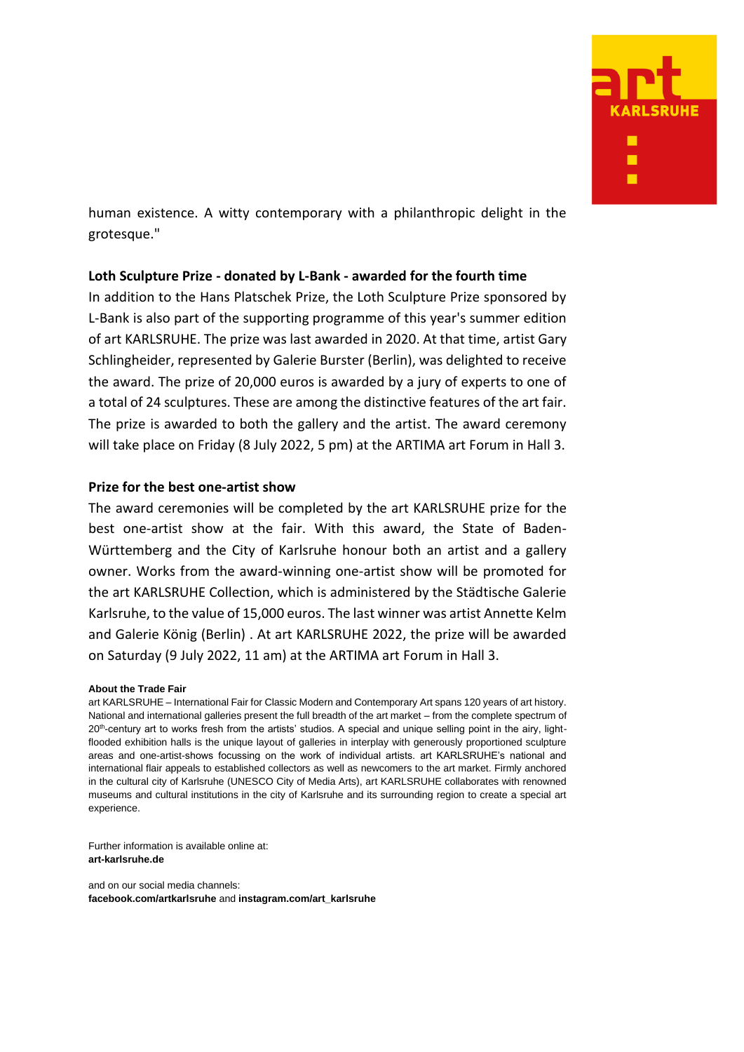human existence. A witty contemporary with a philanthropic delight in the grotesque."

### Loth Sculpture Prize - donated by L-Bank - awarded for the fourth time

In addition to the Hans Platschek Prize, the Loth Sculpture Prize sponsored by L-Bank is also part of the supporting programme of this year's summer edition of art KARLSRUHE. The prize was last awarded in 2020. At that time, artist Gary Schlingheider, represented by Galerie Burster (Berlin), was delighted to receive the award. The prize of 20,000 euros is awarded by a jury of experts to one of a total of 24 sculptures. These are among the distinctive features of the art fair. The prize is awarded to both the gallery and the artist. The award ceremony will take place on Friday (8 July 2022, 5 pm) at the ARTIMA art Forum in Hall 3.

### Prize for the best one-artist show

The award ceremonies will be completed by the art KARLSRUHE prize for the best one-artist show at the fair. With this award, the State of Baden-Württemberg and the City of Karlsruhe honour both an artist and a gallery owner. Works from the award-winning one-artist show will be promoted for the art KARLSRUHE Collection, which is administered by the Städtische Galerie Karlsruhe, to the value of 15,000 euros. The last winner was artist Annette Kelm and Galerie König (Berlin) . At art KARLSRUHE 2022, the prize will be awarded on Saturday (9 July 2022, 11 am) at the ARTIMA art Forum in Hall 3.

**About the Trade Fair**

art KARLSRUHE – International Fair for Classic Modern and Contemporary Art spans 120 years of art history. National and international galleries present the full breadth of the art market – from the complete spectrum of 20th-century art to works fresh from the artists' studios. A special and unique selling point in the airy, light-flooded exhibition halls is the unique layout of galleries in interplay with generously proportioned sculpture areas and one-artist-shows focussing on the work of individual artists. art KARLSRUHE's national and international flair appeals to established collectors as well as newcomers to the art market. Firmly anchored in the cultural city of Karlsruhe (UNESCO City of Media Arts), art KARLSRUHE collaborates with renowned museums and cultural institutions in the city of Karlsruhe and its surrounding region to create a special art experience.

Further information is available online at:
**art-karlsruhe.de**

and on our social media channels:
**facebook.com/artkarlsruhe** and **instagram.com/art_karlsruhe**